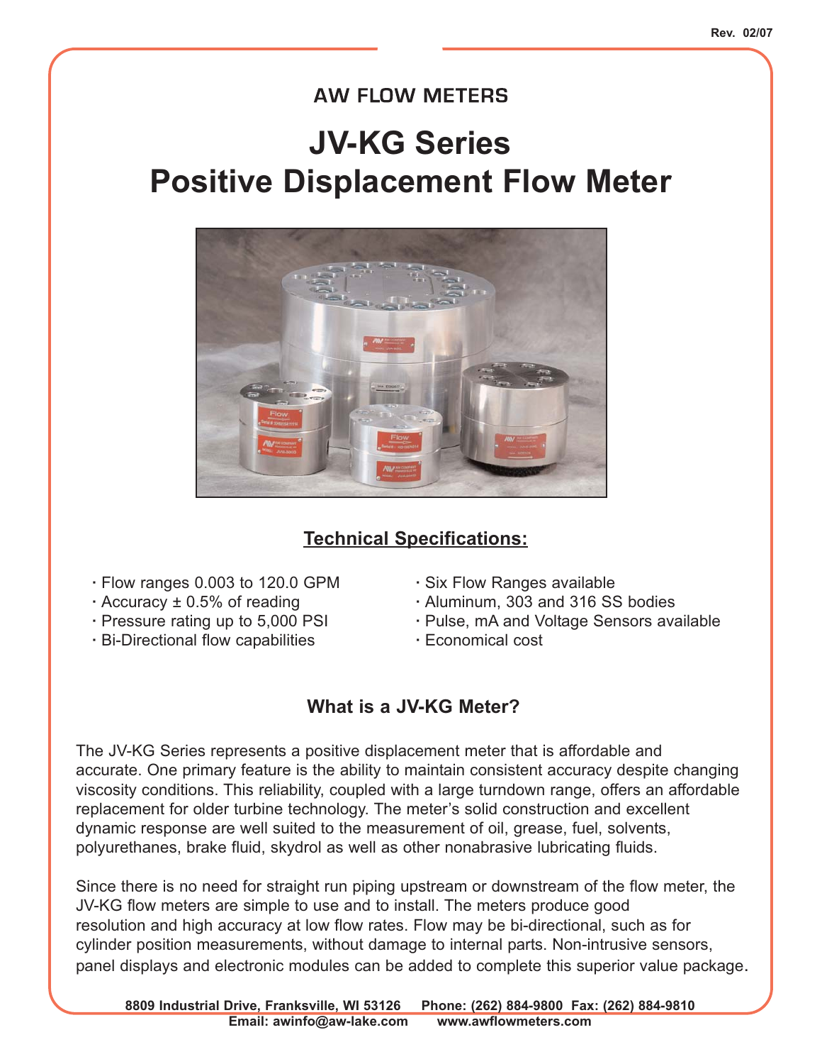AW FLOW METERS

# JV-KG Series
# Positive Displacement Flow Meter

## Technical Specifications:

- Flow ranges 0.003 to 120.0 GPM
- Accuracy ± 0.5% of reading
- Pressure rating up to 5,000 PSI
- Bi-Directional flow capabilities
- Six Flow Ranges available
- Aluminum, 303 and 316 SS bodies
- Pulse, mA and Voltage Sensors available
- Economical cost

## What is a JV-KG Meter?

The JV-KG Series represents a positive displacement meter that is affordable and accurate. One primary feature is the ability to maintain consistent accuracy despite changing viscosity conditions. This reliability, coupled with a large turndown range, offers an affordable replacement for older turbine technology. The meter's solid construction and excellent dynamic response are well suited to the measurement of oil, grease, fuel, solvents, polyurethanes, brake fluid, skydrol as well as other nonabrasive lubricating fluids.

Since there is no need for straight run piping upstream or downstream of the flow meter, the JV-KG flow meters are simple to use and to install. The meters produce good resolution and high accuracy at low flow rates. Flow may be bi-directional, such as for cylinder position measurements, without damage to internal parts. Non-intrusive sensors, panel displays and electronic modules can be added to complete this superior value package.

**8809 Industrial Drive, Franksville, WI 53126 Phone: (262) 884-9800 Fax: (262) 884-9810**
**Email: awinfo@aw-lake.com www.awflowmeters.com**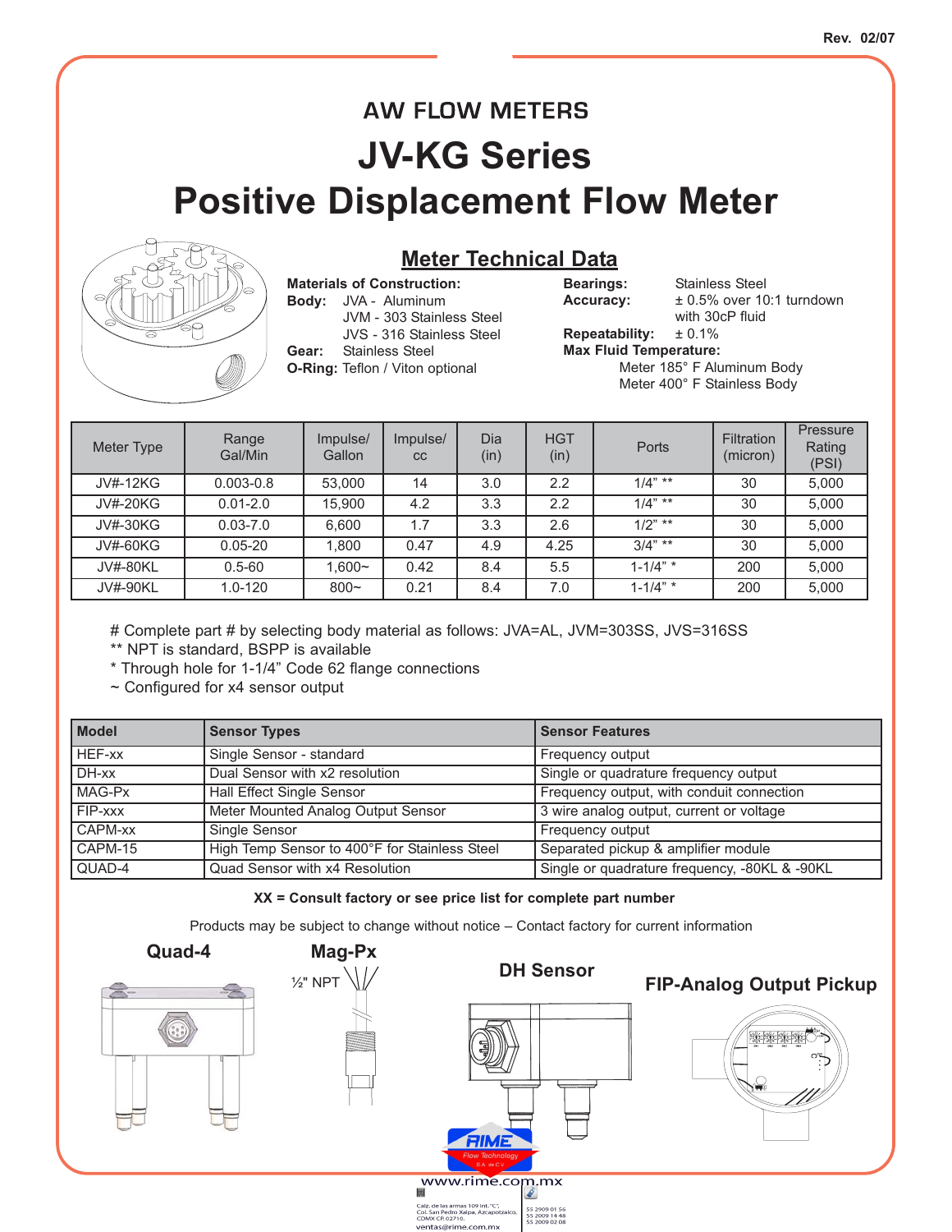Rev. 02/07

# AW FLOW METERS

# JV-KG Series

# Positive Displacement Flow Meter

## Meter Technical Data

**Materials of Construction:**
**Body:** JVA - Aluminum
JVM - 303 Stainless Steel
JVS - 316 Stainless Steel
**Gear:** Stainless Steel
**O-Ring:** Teflon / Viton optional

**Bearings:** Stainless Steel
**Accuracy:** ± 0.5% over 10:1 turndown with 30cP fluid
**Repeatability:** ± 0.1%
**Max Fluid Temperature:**
Meter 185° F Aluminum Body
Meter 400° F Stainless Body

| Meter Type | Range Gal/Min | Impulse/ Gallon | Impulse/ cc | Dia (in) | HGT (in) | Ports | Filtration (micron) | Pressure Rating (PSI) |
|---|---|---|---|---|---|---|---|---|
| JV#-12KG | 0.003-0.8 | 53,000 | 14 | 3.0 | 2.2 | 1/4" ** | 30 | 5,000 |
| JV#-20KG | 0.01-2.0 | 15,900 | 4.2 | 3.3 | 2.2 | 1/4" ** | 30 | 5,000 |
| JV#-30KG | 0.03-7.0 | 6,600 | 1.7 | 3.3 | 2.6 | 1/2" ** | 30 | 5,000 |
| JV#-60KG | 0.05-20 | 1,800 | 0.47 | 4.9 | 4.25 | 3/4" ** | 30 | 5,000 |
| JV#-80KL | 0.5-60 | 1,600~ | 0.42 | 8.4 | 5.5 | 1-1/4" * | 200 | 5,000 |
| JV#-90KL | 1.0-120 | 800~ | 0.21 | 8.4 | 7.0 | 1-1/4" * | 200 | 5,000 |

# Complete part # by selecting body material as follows: JVA=AL, JVM=303SS, JVS=316SS
** NPT is standard, BSPP is available
* Through hole for 1-1/4" Code 62 flange connections
~ Configured for x4 sensor output

| Model | Sensor Types | Sensor Features |
|---|---|---|
| HEF-xx | Single Sensor - standard | Frequency output |
| DH-xx | Dual Sensor with x2 resolution | Single or quadrature frequency output |
| MAG-Px | Hall Effect Single Sensor | Frequency output, with conduit connection |
| FIP-xxx | Meter Mounted Analog Output Sensor | 3 wire analog output, current or voltage |
| CAPM-xx | Single Sensor | Frequency output |
| CAPM-15 | High Temp Sensor to 400°F for Stainless Steel | Separated pickup & amplifier module |
| QUAD-4 | Quad Sensor with x4 Resolution | Single or quadrature frequency, -80KL & -90KL |

**XX = Consult factory or see price list for complete part number**

Products may be subject to change without notice – Contact factory for current information

**Quad-4**

**Mag-Px**

½" NPT

**DH Sensor**

**FIP-Analog Output Pickup**

RIME Flow Technology S.A. de C.V.
www.rime.com.mx

Calz. de las armas 109 int. "C", Col. San Pedro Xalpa, Azcapotzalco, CDMX CP. 02710.
ventas@rime.com.mx

55 2909 01 56
55 2009 14 48
55 2009 02 08